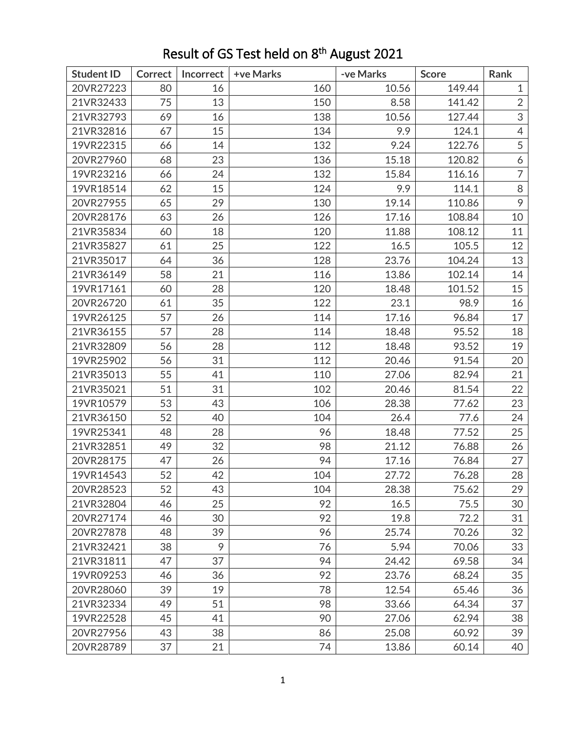# Result of GS Test held on 8th August 2021

| Student ID | Correct | Incorrect | +ve Marks | -ve Marks | Score | Rank |
|---|---|---|---|---|---|---|
| 20VR27223 | 80 | 16 | 160 | 10.56 | 149.44 | 1 |
| 21VR32433 | 75 | 13 | 150 | 8.58 | 141.42 | 2 |
| 21VR32793 | 69 | 16 | 138 | 10.56 | 127.44 | 3 |
| 21VR32816 | 67 | 15 | 134 | 9.9 | 124.1 | 4 |
| 19VR22315 | 66 | 14 | 132 | 9.24 | 122.76 | 5 |
| 20VR27960 | 68 | 23 | 136 | 15.18 | 120.82 | 6 |
| 19VR23216 | 66 | 24 | 132 | 15.84 | 116.16 | 7 |
| 19VR18514 | 62 | 15 | 124 | 9.9 | 114.1 | 8 |
| 20VR27955 | 65 | 29 | 130 | 19.14 | 110.86 | 9 |
| 20VR28176 | 63 | 26 | 126 | 17.16 | 108.84 | 10 |
| 21VR35834 | 60 | 18 | 120 | 11.88 | 108.12 | 11 |
| 21VR35827 | 61 | 25 | 122 | 16.5 | 105.5 | 12 |
| 21VR35017 | 64 | 36 | 128 | 23.76 | 104.24 | 13 |
| 21VR36149 | 58 | 21 | 116 | 13.86 | 102.14 | 14 |
| 19VR17161 | 60 | 28 | 120 | 18.48 | 101.52 | 15 |
| 20VR26720 | 61 | 35 | 122 | 23.1 | 98.9 | 16 |
| 19VR26125 | 57 | 26 | 114 | 17.16 | 96.84 | 17 |
| 21VR36155 | 57 | 28 | 114 | 18.48 | 95.52 | 18 |
| 21VR32809 | 56 | 28 | 112 | 18.48 | 93.52 | 19 |
| 19VR25902 | 56 | 31 | 112 | 20.46 | 91.54 | 20 |
| 21VR35013 | 55 | 41 | 110 | 27.06 | 82.94 | 21 |
| 21VR35021 | 51 | 31 | 102 | 20.46 | 81.54 | 22 |
| 19VR10579 | 53 | 43 | 106 | 28.38 | 77.62 | 23 |
| 21VR36150 | 52 | 40 | 104 | 26.4 | 77.6 | 24 |
| 19VR25341 | 48 | 28 | 96 | 18.48 | 77.52 | 25 |
| 21VR32851 | 49 | 32 | 98 | 21.12 | 76.88 | 26 |
| 20VR28175 | 47 | 26 | 94 | 17.16 | 76.84 | 27 |
| 19VR14543 | 52 | 42 | 104 | 27.72 | 76.28 | 28 |
| 20VR28523 | 52 | 43 | 104 | 28.38 | 75.62 | 29 |
| 21VR32804 | 46 | 25 | 92 | 16.5 | 75.5 | 30 |
| 20VR27174 | 46 | 30 | 92 | 19.8 | 72.2 | 31 |
| 20VR27878 | 48 | 39 | 96 | 25.74 | 70.26 | 32 |
| 21VR32421 | 38 | 9 | 76 | 5.94 | 70.06 | 33 |
| 21VR31811 | 47 | 37 | 94 | 24.42 | 69.58 | 34 |
| 19VR09253 | 46 | 36 | 92 | 23.76 | 68.24 | 35 |
| 20VR28060 | 39 | 19 | 78 | 12.54 | 65.46 | 36 |
| 21VR32334 | 49 | 51 | 98 | 33.66 | 64.34 | 37 |
| 19VR22528 | 45 | 41 | 90 | 27.06 | 62.94 | 38 |
| 20VR27956 | 43 | 38 | 86 | 25.08 | 60.92 | 39 |
| 20VR28789 | 37 | 21 | 74 | 13.86 | 60.14 | 40 |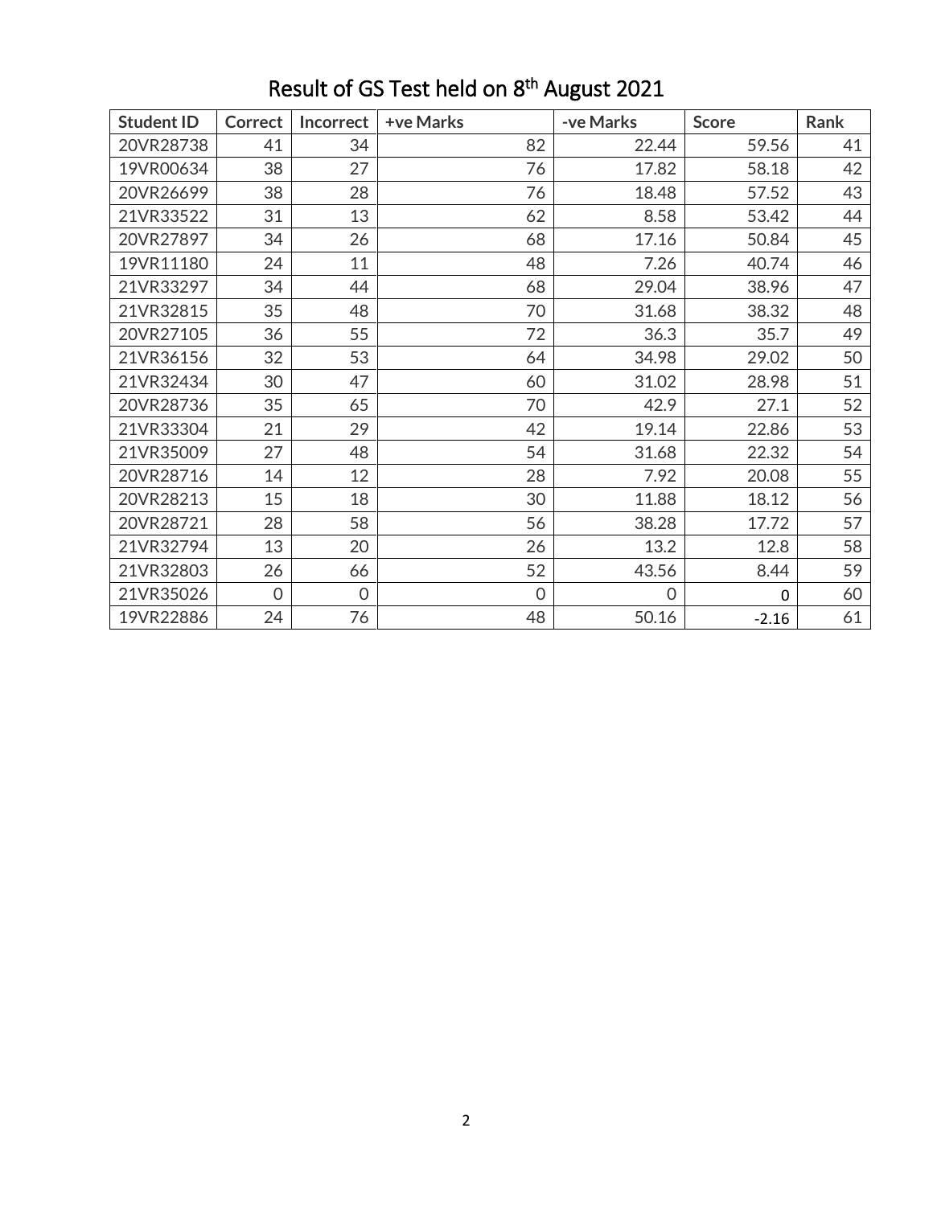# Result of GS Test held on 8th August 2021

| Student ID | Correct | Incorrect | +ve Marks | -ve Marks | Score | Rank |
|---|---|---|---|---|---|---|
| 20VR28738 | 41 | 34 | 82 | 22.44 | 59.56 | 41 |
| 19VR00634 | 38 | 27 | 76 | 17.82 | 58.18 | 42 |
| 20VR26699 | 38 | 28 | 76 | 18.48 | 57.52 | 43 |
| 21VR33522 | 31 | 13 | 62 | 8.58 | 53.42 | 44 |
| 20VR27897 | 34 | 26 | 68 | 17.16 | 50.84 | 45 |
| 19VR11180 | 24 | 11 | 48 | 7.26 | 40.74 | 46 |
| 21VR33297 | 34 | 44 | 68 | 29.04 | 38.96 | 47 |
| 21VR32815 | 35 | 48 | 70 | 31.68 | 38.32 | 48 |
| 20VR27105 | 36 | 55 | 72 | 36.3 | 35.7 | 49 |
| 21VR36156 | 32 | 53 | 64 | 34.98 | 29.02 | 50 |
| 21VR32434 | 30 | 47 | 60 | 31.02 | 28.98 | 51 |
| 20VR28736 | 35 | 65 | 70 | 42.9 | 27.1 | 52 |
| 21VR33304 | 21 | 29 | 42 | 19.14 | 22.86 | 53 |
| 21VR35009 | 27 | 48 | 54 | 31.68 | 22.32 | 54 |
| 20VR28716 | 14 | 12 | 28 | 7.92 | 20.08 | 55 |
| 20VR28213 | 15 | 18 | 30 | 11.88 | 18.12 | 56 |
| 20VR28721 | 28 | 58 | 56 | 38.28 | 17.72 | 57 |
| 21VR32794 | 13 | 20 | 26 | 13.2 | 12.8 | 58 |
| 21VR32803 | 26 | 66 | 52 | 43.56 | 8.44 | 59 |
| 21VR35026 | 0 | 0 | 0 | 0 | 0 | 60 |
| 19VR22886 | 24 | 76 | 48 | 50.16 | -2.16 | 61 |